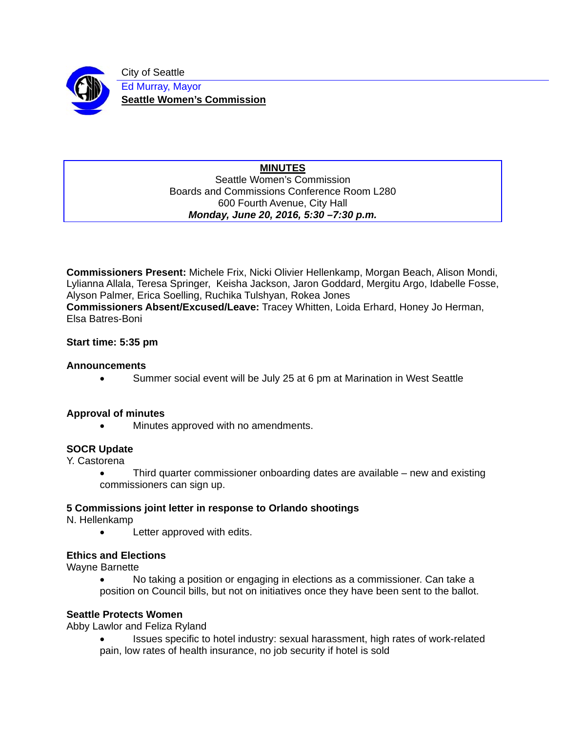City of Seattle

Ed Murray, Mayor

**Seattle Women's Commission**

**MINUTES**

Seattle Women's Commission
Boards and Commissions Conference Room L280
600 Fourth Avenue, City Hall
***Monday, June 20, 2016, 5:30 –7:30 p.m.***

**Commissioners Present:** Michele Frix, Nicki Olivier Hellenkamp, Morgan Beach, Alison Mondi, Lylianna Allala, Teresa Springer, Keisha Jackson, Jaron Goddard, Mergitu Argo, Idabelle Fosse, Alyson Palmer, Erica Soelling, Ruchika Tulshyan, Rokea Jones
**Commissioners Absent/Excused/Leave:** Tracey Whitten, Loida Erhard, Honey Jo Herman, Elsa Batres-Boni

**Start time: 5:35 pm**

**Announcements**

- Summer social event will be July 25 at 6 pm at Marination in West Seattle

**Approval of minutes**

- Minutes approved with no amendments.

**SOCR Update**

Y. Castorena

- Third quarter commissioner onboarding dates are available – new and existing commissioners can sign up.

**5 Commissions joint letter in response to Orlando shootings**

N. Hellenkamp

- Letter approved with edits.

**Ethics and Elections**

Wayne Barnette

- No taking a position or engaging in elections as a commissioner. Can take a position on Council bills, but not on initiatives once they have been sent to the ballot.

**Seattle Protects Women**

Abby Lawlor and Feliza Ryland

- Issues specific to hotel industry: sexual harassment, high rates of work-related pain, low rates of health insurance, no job security if hotel is sold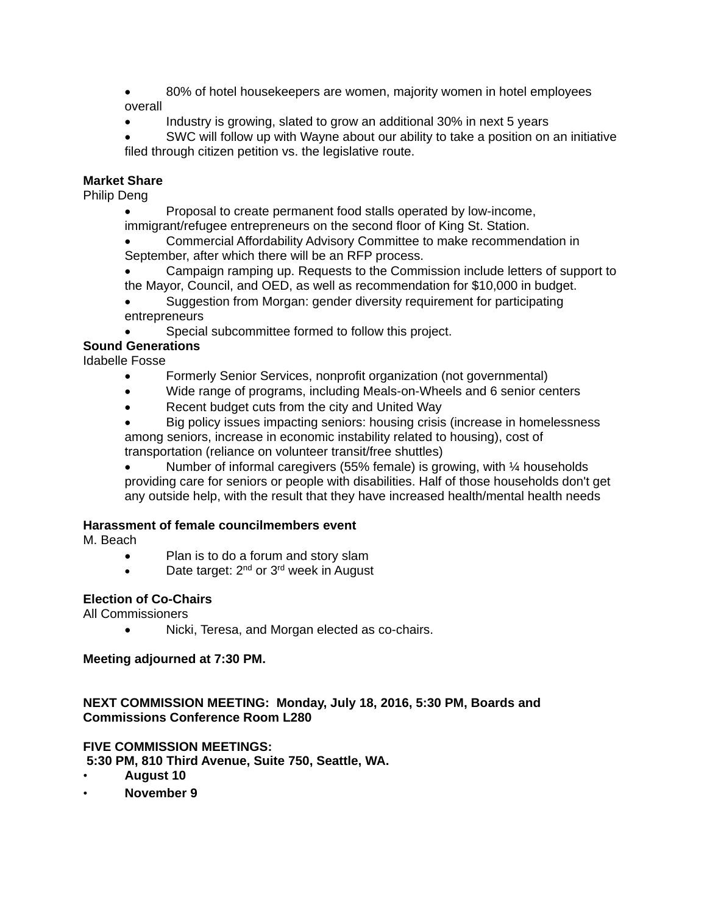- 80% of hotel housekeepers are women, majority women in hotel employees overall
- Industry is growing, slated to grow an additional 30% in next 5 years
- SWC will follow up with Wayne about our ability to take a position on an initiative filed through citizen petition vs. the legislative route.

**Market Share**
Philip Deng

- Proposal to create permanent food stalls operated by low-income, immigrant/refugee entrepreneurs on the second floor of King St. Station.
- Commercial Affordability Advisory Committee to make recommendation in September, after which there will be an RFP process.
- Campaign ramping up. Requests to the Commission include letters of support to the Mayor, Council, and OED, as well as recommendation for $10,000 in budget.
- Suggestion from Morgan: gender diversity requirement for participating entrepreneurs
- Special subcommittee formed to follow this project.

**Sound Generations**
Idabelle Fosse

- Formerly Senior Services, nonprofit organization (not governmental)
- Wide range of programs, including Meals-on-Wheels and 6 senior centers
- Recent budget cuts from the city and United Way
- Big policy issues impacting seniors: housing crisis (increase in homelessness among seniors, increase in economic instability related to housing), cost of transportation (reliance on volunteer transit/free shuttles)
- Number of informal caregivers (55% female) is growing, with ¼ households providing care for seniors or people with disabilities. Half of those households don't get any outside help, with the result that they have increased health/mental health needs

**Harassment of female councilmembers event**
M. Beach

- Plan is to do a forum and story slam
- Date target: 2nd or 3rd week in August

**Election of Co-Chairs**
All Commissioners

- Nicki, Teresa, and Morgan elected as co-chairs.

**Meeting adjourned at 7:30 PM.**

**NEXT COMMISSION MEETING: Monday, July 18, 2016, 5:30 PM, Boards and Commissions Conference Room L280**

**FIVE COMMISSION MEETINGS:**
**5:30 PM, 810 Third Avenue, Suite 750, Seattle, WA.**

- **August 10**
- **November 9**